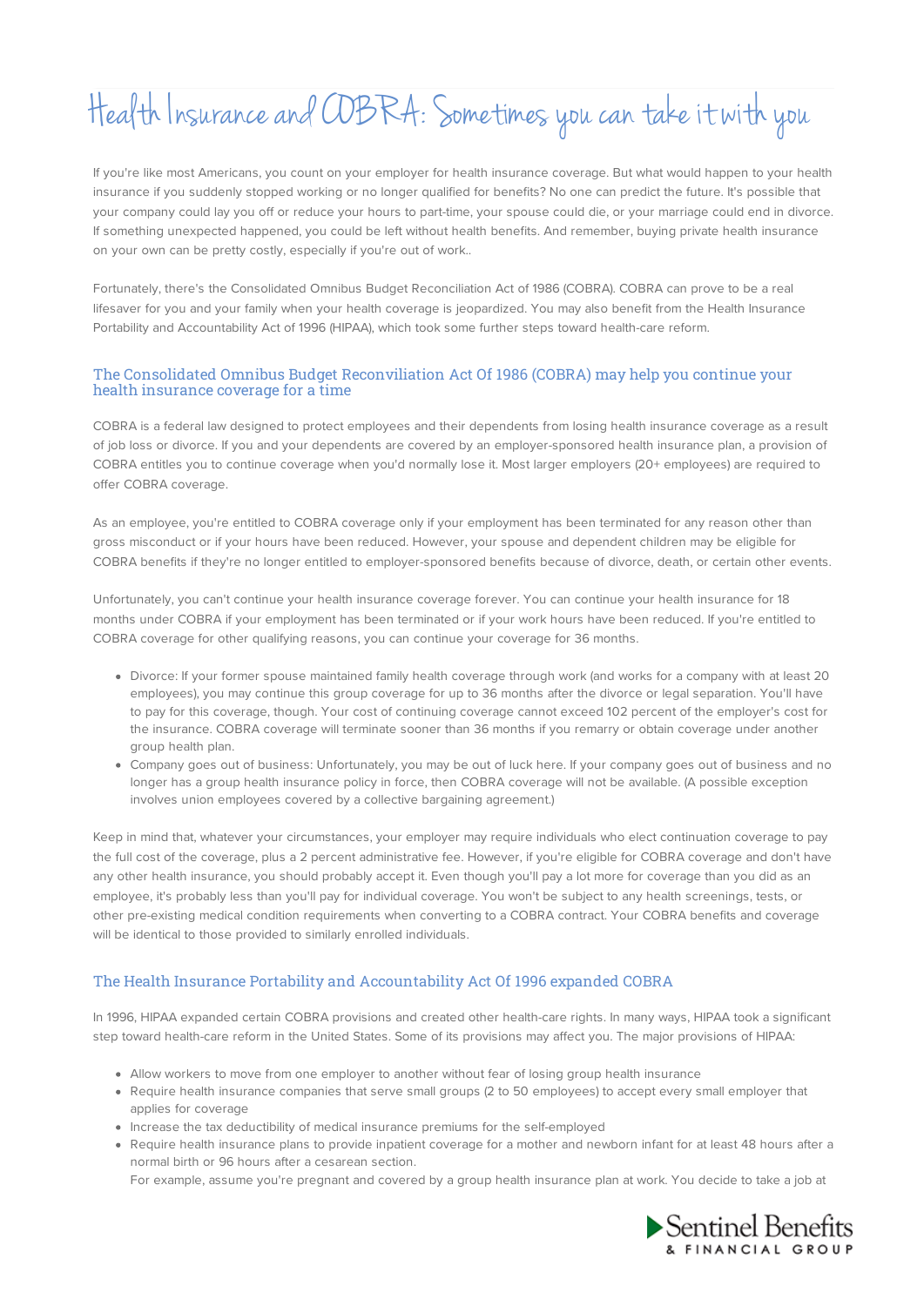# Health Insurance and COBRA: Sometimes you can take it with you

If you're like most Americans, you count on your employer for health insurance coverage. But what would happen to your health insurance if you suddenly stopped working or no longer qualified for benefits? No one can predict the future. It's possible that your company could lay you off or reduce your hours to part-time, your spouse could die, or your marriage could end in divorce. If something unexpected happened, you could be left without health benefits. And remember, buying private health insurance on your own can be pretty costly, especially if you're out of work..

Fortunately, there's the Consolidated Omnibus Budget Reconciliation Act of 1986 (COBRA). COBRA can prove to be a real lifesaver for you and your family when your health coverage is jeopardized. You may also benefit from the Health Insurance Portability and Accountability Act of 1996 (HIPAA), which took some further steps toward health-care reform.

## The Consolidated Omnibus Budget Reconviliation Act Of 1986 (COBRA) may help you continue your health insurance coverage for a time

COBRA is a federal law designed to protect employees and their dependents from losing health insurance coverage as a result of job loss or divorce. If you and your dependents are covered by an employer-sponsored health insurance plan, a provision of COBRA entitles you to continue coverage when you'd normally lose it. Most larger employers (20+ employees) are required to offer COBRA coverage.

As an employee, you're entitled to COBRA coverage only if your employment has been terminated for any reason other than gross misconduct or if your hours have been reduced. However, your spouse and dependent children may be eligible for COBRA benefits if they're no longer entitled to employer-sponsored benefits because of divorce, death, or certain other events.

Unfortunately, you can't continue your health insurance coverage forever. You can continue your health insurance for 18 months under COBRA if your employment has been terminated or if your work hours have been reduced. If you're entitled to COBRA coverage for other qualifying reasons, you can continue your coverage for 36 months.

- Divorce: If your former spouse maintained family health coverage through work (and works for a company with at least 20 employees), you may continue this group coverage for up to 36 months after the divorce or legal separation. You'll have to pay for this coverage, though. Your cost of continuing coverage cannot exceed 102 percent of the employer's cost for the insurance. COBRA coverage will terminate sooner than 36 months if you remarry or obtain coverage under another group health plan.
- Company goes out of business: Unfortunately, you may be out of luck here. If your company goes out of business and no longer has a group health insurance policy in force, then COBRA coverage will not be available. (A possible exception involves union employees covered by a collective bargaining agreement.)

Keep in mind that, whatever your circumstances, your employer may require individuals who elect continuation coverage to pay the full cost of the coverage, plus a 2 percent administrative fee. However, if you're eligible for COBRA coverage and don't have any other health insurance, you should probably accept it. Even though you'll pay a lot more for coverage than you did as an employee, it's probably less than you'll pay for individual coverage. You won't be subject to any health screenings, tests, or other pre-existing medical condition requirements when converting to a COBRA contract. Your COBRA benefits and coverage will be identical to those provided to similarly enrolled individuals.

## The Health Insurance Portability and Accountability Act Of 1996 expanded COBRA

In 1996, HIPAA expanded certain COBRA provisions and created other health-care rights. In many ways, HIPAA took a significant step toward health-care reform in the United States. Some of its provisions may affect you. The major provisions of HIPAA:

- Allow workers to move from one employer to another without fear of losing group health insurance
- Require health insurance companies that serve small groups (2 to 50 employees) to accept every small employer that applies for coverage
- Increase the tax deductibility of medical insurance premiums for the self-employed
- Require health insurance plans to provide inpatient coverage for a mother and newborn infant for at least 48 hours after a normal birth or 96 hours after a cesarean section.

  For example, assume you're pregnant and covered by a group health insurance plan at work. You decide to take a job at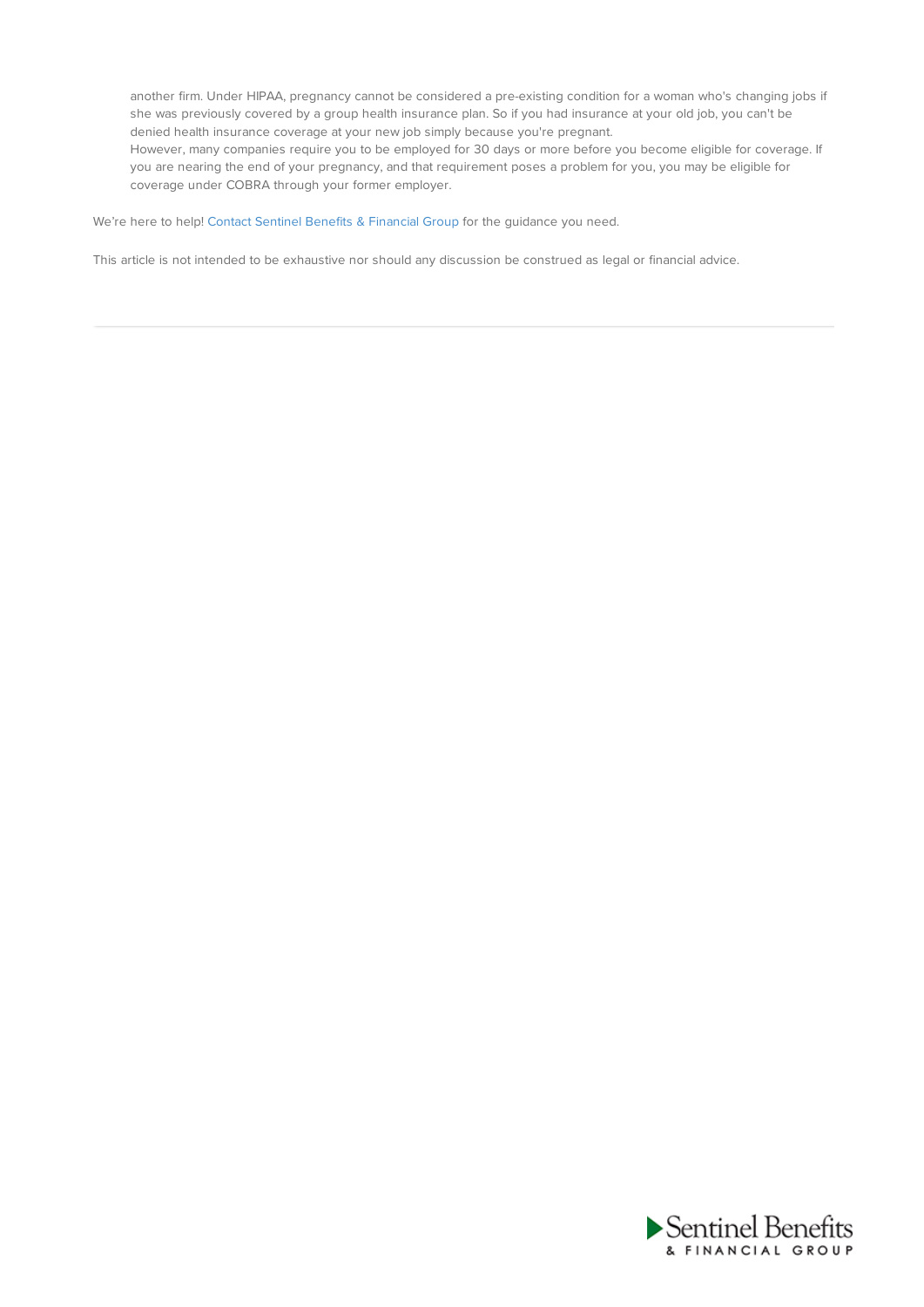another firm. Under HIPAA, pregnancy cannot be considered a pre-existing condition for a woman who's changing jobs if she was previously covered by a group health insurance plan. So if you had insurance at your old job, you can't be denied health insurance coverage at your new job simply because you're pregnant.
However, many companies require you to be employed for 30 days or more before you become eligible for coverage. If you are nearing the end of your pregnancy, and that requirement poses a problem for you, you may be eligible for coverage under COBRA through your former employer.

We're here to help! Contact Sentinel Benefits & Financial Group for the guidance you need.

This article is not intended to be exhaustive nor should any discussion be construed as legal or financial advice.

---